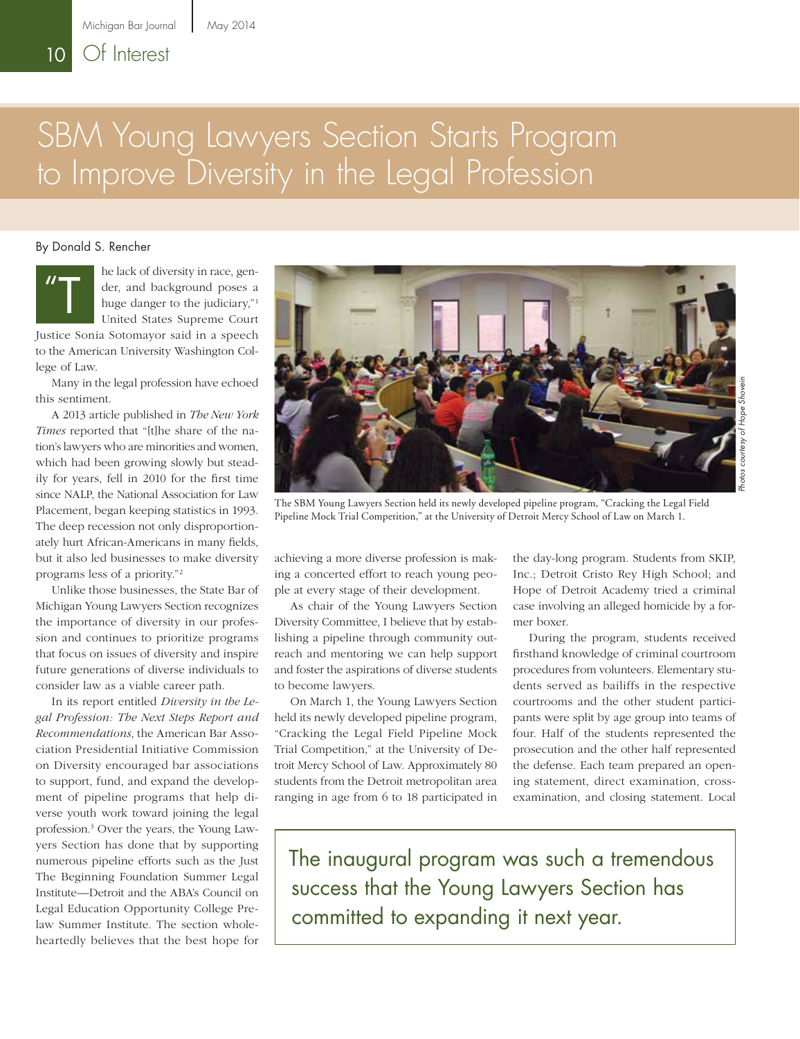# SBM Young Lawyers Section Starts Program to Improve Diversity in the Legal Profession

By Donald S. Rencher

"The lack of diversity in race, gender, and background poses a huge danger to the judiciary,"[1] United States Supreme Court Justice Sonia Sotomayor said in a speech to the American University Washington College of Law.

Many in the legal profession have echoed this sentiment.

A 2013 article published in *The New York Times* reported that "[t]he share of the nation's lawyers who are minorities and women, which had been growing slowly but steadily for years, fell in 2010 for the first time since NALP, the National Association for Law Placement, began keeping statistics in 1993. The deep recession not only disproportionately hurt African-Americans in many fields, but it also led businesses to make diversity programs less of a priority."[2]

Unlike those businesses, the State Bar of Michigan Young Lawyers Section recognizes the importance of diversity in our profession and continues to prioritize programs that focus on issues of diversity and inspire future generations of diverse individuals to consider law as a viable career path.

In its report entitled *Diversity in the Legal Profession: The Next Steps Report and Recommendations*, the American Bar Association Presidential Initiative Commission on Diversity encouraged bar associations to support, fund, and expand the development of pipeline programs that help diverse youth work toward joining the legal profession.[3] Over the years, the Young Lawyers Section has done that by supporting numerous pipeline efforts such as the Just The Beginning Foundation Summer Legal Institute—Detroit and the ABA's Council on Legal Education Opportunity College Prelaw Summer Institute. The section wholeheartedly believes that the best hope for achieving a more diverse profession is making a concerted effort to reach young people at every stage of their development.

The SBM Young Lawyers Section held its newly developed pipeline program, "Cracking the Legal Field Pipeline Mock Trial Competition," at the University of Detroit Mercy School of Law on March 1.

*Photos courtesy of Hope Shovein*

As chair of the Young Lawyers Section Diversity Committee, I believe that by establishing a pipeline through community outreach and mentoring we can help support and foster the aspirations of diverse students to become lawyers.

On March 1, the Young Lawyers Section held its newly developed pipeline program, "Cracking the Legal Field Pipeline Mock Trial Competition," at the University of Detroit Mercy School of Law. Approximately 80 students from the Detroit metropolitan area ranging in age from 6 to 18 participated in the day-long program. Students from SKIP, Inc.; Detroit Cristo Rey High School; and Hope of Detroit Academy tried a criminal case involving an alleged homicide by a former boxer.

During the program, students received firsthand knowledge of criminal courtroom procedures from volunteers. Elementary students served as bailiffs in the respective courtrooms and the other student participants were split by age group into teams of four. Half of the students represented the prosecution and the other half represented the defense. Each team prepared an opening statement, direct examination, cross-examination, and closing statement. Local

> The inaugural program was such a tremendous success that the Young Lawyers Section has committed to expanding it next year.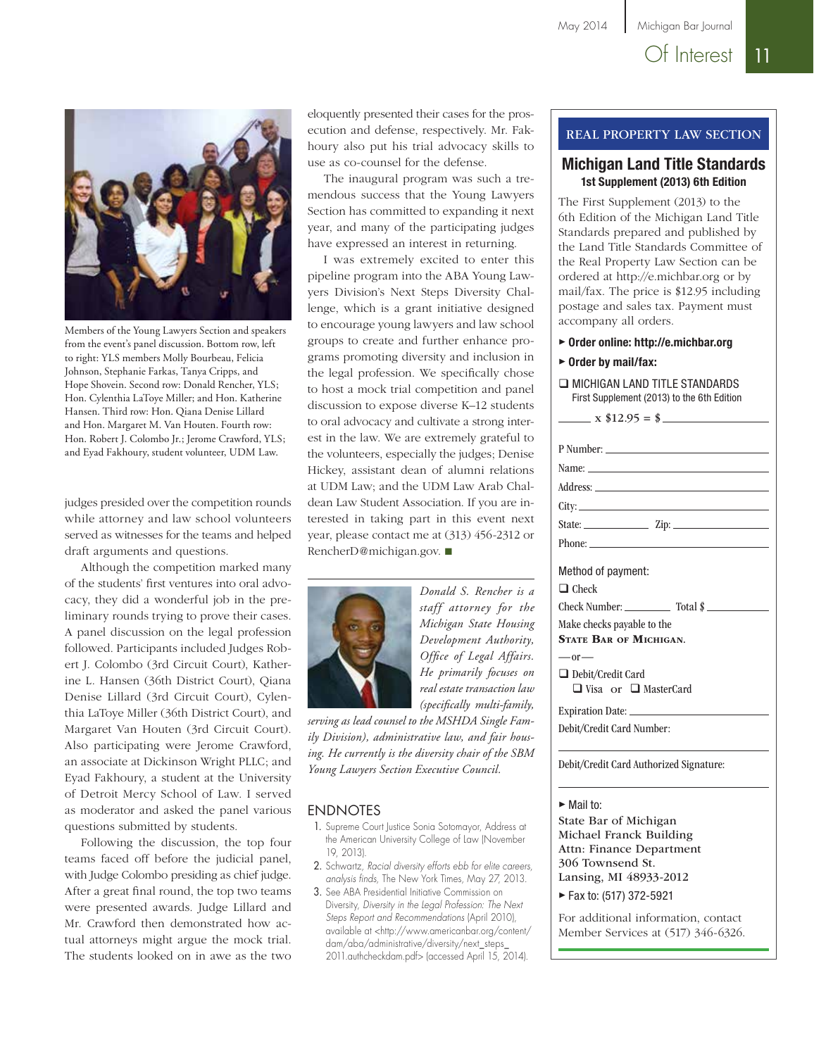Members of the Young Lawyers Section and speakers from the event's panel discussion. Bottom row, left to right: YLS members Molly Bourbeau, Felicia Johnson, Stephanie Farkas, Tanya Cripps, and Hope Shovein. Second row: Donald Rencher, YLS; Hon. Cylenthia LaToye Miller; and Hon. Katherine Hansen. Third row: Hon. Qiana Denise Lillard and Hon. Margaret M. Van Houten. Fourth row: Hon. Robert J. Colombo Jr.; Jerome Crawford, YLS; and Eyad Fakhoury, student volunteer, UDM Law.

judges presided over the competition rounds while attorney and law school volunteers served as witnesses for the teams and helped draft arguments and questions.

Although the competition marked many of the students' first ventures into oral advocacy, they did a wonderful job in the preliminary rounds trying to prove their cases. A panel discussion on the legal profession followed. Participants included Judges Robert J. Colombo (3rd Circuit Court), Katherine L. Hansen (36th District Court), Qiana Denise Lillard (3rd Circuit Court), Cylenthia LaToye Miller (36th District Court), and Margaret Van Houten (3rd Circuit Court). Also participating were Jerome Crawford, an associate at Dickinson Wright PLLC; and Eyad Fakhoury, a student at the University of Detroit Mercy School of Law. I served as moderator and asked the panel various questions submitted by students.

Following the discussion, the top four teams faced off before the judicial panel, with Judge Colombo presiding as chief judge. After a great final round, the top two teams were presented awards. Judge Lillard and Mr. Crawford then demonstrated how actual attorneys might argue the mock trial. The students looked on in awe as the two eloquently presented their cases for the prosecution and defense, respectively. Mr. Fakhoury also put his trial advocacy skills to use as co-counsel for the defense.

The inaugural program was such a tremendous success that the Young Lawyers Section has committed to expanding it next year, and many of the participating judges have expressed an interest in returning.

I was extremely excited to enter this pipeline program into the ABA Young Lawyers Division's Next Steps Diversity Challenge, which is a grant initiative designed to encourage young lawyers and law school groups to create and further enhance programs promoting diversity and inclusion in the legal profession. We specifically chose to host a mock trial competition and panel discussion to expose diverse K–12 students to oral advocacy and cultivate a strong interest in the law. We are extremely grateful to the volunteers, especially the judges; Denise Hickey, assistant dean of alumni relations at UDM Law; and the UDM Law Arab Chaldean Law Student Association. If you are interested in taking part in this event next year, please contact me at (313) 456-2312 or RencherD@michigan.gov. ■

*Donald S. Rencher is a staff attorney for the Michigan State Housing Development Authority, Office of Legal Affairs. He primarily focuses on real estate transaction law (specifically multi-family, serving as lead counsel to the MSHDA Single Family Division), administrative law, and fair housing. He currently is the diversity chair of the SBM Young Lawyers Section Executive Council.*

## ENDNOTES

1. Supreme Court Justice Sonia Sotomayor, Address at the American University College of Law (November 19, 2013).
2. Schwartz, *Racial diversity efforts ebb for elite careers, analysis finds*, The New York Times, May 27, 2013.
3. See ABA Presidential Initiative Commission on Diversity, *Diversity in the Legal Profession: The Next Steps Report and Recommendations* (April 2010), available at <http://www.americanbar.org/content/dam/aba/administrative/diversity/next_steps_2011.authcheckdam.pdf> (accessed April 15, 2014).

---

**REAL PROPERTY LAW SECTION**

## Michigan Land Title Standards

**1st Supplement (2013) 6th Edition**

The First Supplement (2013) to the 6th Edition of the Michigan Land Title Standards prepared and published by the Land Title Standards Committee of the Real Property Law Section can be ordered at http://e.michbar.org or by mail/fax. The price is $12.95 including postage and sales tax. Payment must accompany all orders.

► **Order online: http://e.michbar.org**

► **Order by mail/fax:**

❑ MICHIGAN LAND TITLE STANDARDS
First Supplement (2013) to the 6th Edition

_______ x $12.95 = $__________

P Number: ____________

Name: ____________

Address: ____________

City: ____________

State: ________ Zip: ________

Phone: ____________

Method of payment:

❑ Check

Check Number: ________ Total $________

Make checks payable to the **STATE BAR OF MICHIGAN.**

—or—

❑ Debit/Credit Card
❑ Visa or ❑ MasterCard

Expiration Date: ____________

Debit/Credit Card Number:

____________

Debit/Credit Card Authorized Signature:

____________

► Mail to:

State Bar of Michigan
Michael Franck Building
Attn: Finance Department
306 Townsend St.
Lansing, MI 48933-2012

► Fax to: (517) 372-5921

For additional information, contact Member Services at (517) 346-6326.